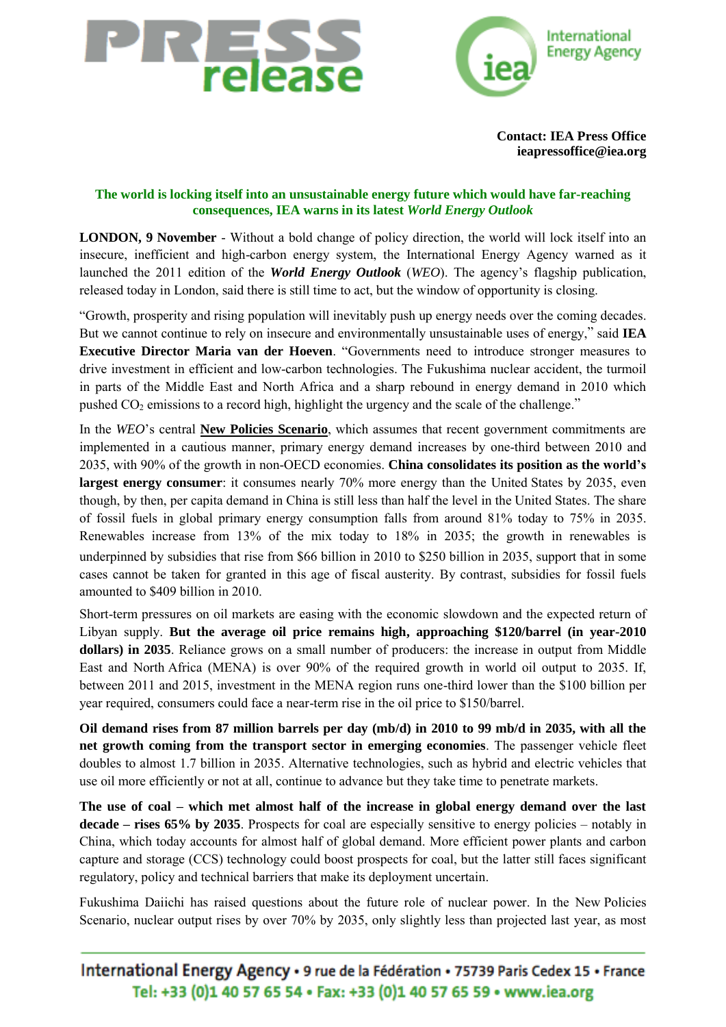**Contact: IEA Press Office**
**ieapressoffice@iea.org**

## The world is locking itself into an unsustainable energy future which would have far-reaching consequences, IEA warns in its latest *World Energy Outlook*

**LONDON, 9 November** - Without a bold change of policy direction, the world will lock itself into an insecure, inefficient and high-carbon energy system, the International Energy Agency warned as it launched the 2011 edition of the ***World Energy Outlook*** (*WEO*). The agency's flagship publication, released today in London, said there is still time to act, but the window of opportunity is closing.

"Growth, prosperity and rising population will inevitably push up energy needs over the coming decades. But we cannot continue to rely on insecure and environmentally unsustainable uses of energy," said **IEA Executive Director Maria van der Hoeven**. "Governments need to introduce stronger measures to drive investment in efficient and low-carbon technologies. The Fukushima nuclear accident, the turmoil in parts of the Middle East and North Africa and a sharp rebound in energy demand in 2010 which pushed $CO_2$ emissions to a record high, highlight the urgency and the scale of the challenge."

In the *WEO*'s central **New Policies Scenario**, which assumes that recent government commitments are implemented in a cautious manner, primary energy demand increases by one-third between 2010 and 2035, with 90% of the growth in non-OECD economies. **China consolidates its position as the world's largest energy consumer**: it consumes nearly 70% more energy than the United States by 2035, even though, by then, per capita demand in China is still less than half the level in the United States. The share of fossil fuels in global primary energy consumption falls from around 81% today to 75% in 2035. Renewables increase from 13% of the mix today to 18% in 2035; the growth in renewables is underpinned by subsidies that rise from $66 billion in 2010 to $250 billion in 2035, support that in some cases cannot be taken for granted in this age of fiscal austerity. By contrast, subsidies for fossil fuels amounted to $409 billion in 2010.

Short-term pressures on oil markets are easing with the economic slowdown and the expected return of Libyan supply. **But the average oil price remains high, approaching $120/barrel (in year-2010 dollars) in 2035**. Reliance grows on a small number of producers: the increase in output from Middle East and North Africa (MENA) is over 90% of the required growth in world oil output to 2035. If, between 2011 and 2015, investment in the MENA region runs one-third lower than the $100 billion per year required, consumers could face a near-term rise in the oil price to $150/barrel.

**Oil demand rises from 87 million barrels per day (mb/d) in 2010 to 99 mb/d in 2035, with all the net growth coming from the transport sector in emerging economies**. The passenger vehicle fleet doubles to almost 1.7 billion in 2035. Alternative technologies, such as hybrid and electric vehicles that use oil more efficiently or not at all, continue to advance but they take time to penetrate markets.

**The use of coal – which met almost half of the increase in global energy demand over the last decade – rises 65% by 2035**. Prospects for coal are especially sensitive to energy policies – notably in China, which today accounts for almost half of global demand. More efficient power plants and carbon capture and storage (CCS) technology could boost prospects for coal, but the latter still faces significant regulatory, policy and technical barriers that make its deployment uncertain.

Fukushima Daiichi has raised questions about the future role of nuclear power. In the New Policies Scenario, nuclear output rises by over 70% by 2035, only slightly less than projected last year, as most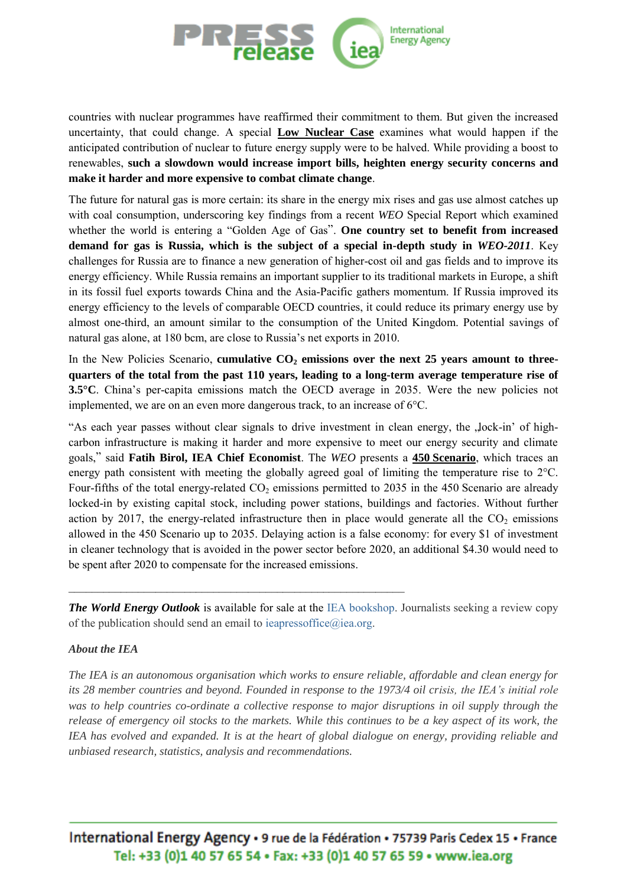countries with nuclear programmes have reaffirmed their commitment to them. But given the increased uncertainty, that could change. A special **Low Nuclear Case** examines what would happen if the anticipated contribution of nuclear to future energy supply were to be halved. While providing a boost to renewables, **such a slowdown would increase import bills, heighten energy security concerns and make it harder and more expensive to combat climate change**.

The future for natural gas is more certain: its share in the energy mix rises and gas use almost catches up with coal consumption, underscoring key findings from a recent *WEO* Special Report which examined whether the world is entering a "Golden Age of Gas". **One country set to benefit from increased demand for gas is Russia, which is the subject of a special in-depth study in *WEO-2011***. Key challenges for Russia are to finance a new generation of higher-cost oil and gas fields and to improve its energy efficiency. While Russia remains an important supplier to its traditional markets in Europe, a shift in its fossil fuel exports towards China and the Asia-Pacific gathers momentum. If Russia improved its energy efficiency to the levels of comparable OECD countries, it could reduce its primary energy use by almost one-third, an amount similar to the consumption of the United Kingdom. Potential savings of natural gas alone, at 180 bcm, are close to Russia's net exports in 2010.

In the New Policies Scenario, **cumulative $CO_2$ emissions over the next 25 years amount to three-quarters of the total from the past 110 years, leading to a long-term average temperature rise of 3.5°C**. China's per-capita emissions match the OECD average in 2035. Were the new policies not implemented, we are on an even more dangerous track, to an increase of 6°C.

"As each year passes without clear signals to drive investment in clean energy, the ‚lock-in' of high-carbon infrastructure is making it harder and more expensive to meet our energy security and climate goals," said **Fatih Birol, IEA Chief Economist**. The *WEO* presents a **450 Scenario**, which traces an energy path consistent with meeting the globally agreed goal of limiting the temperature rise to 2°C. Four-fifths of the total energy-related $CO_2$ emissions permitted to 2035 in the 450 Scenario are already locked-in by existing capital stock, including power stations, buildings and factories. Without further action by 2017, the energy-related infrastructure then in place would generate all the $CO_2$ emissions allowed in the 450 Scenario up to 2035. Delaying action is a false economy: for every $1 of investment in cleaner technology that is avoided in the power sector before 2020, an additional $4.30 would need to be spent after 2020 to compensate for the increased emissions.

---

***The World Energy Outlook*** is available for sale at the IEA bookshop. Journalists seeking a review copy of the publication should send an email to ieapressoffice@iea.org.

*About the IEA*

*The IEA is an autonomous organisation which works to ensure reliable, affordable and clean energy for its 28 member countries and beyond. Founded in response to the 1973/4 oil crisis, the IEA's initial role was to help countries co-ordinate a collective response to major disruptions in oil supply through the release of emergency oil stocks to the markets. While this continues to be a key aspect of its work, the IEA has evolved and expanded. It is at the heart of global dialogue on energy, providing reliable and unbiased research, statistics, analysis and recommendations.*